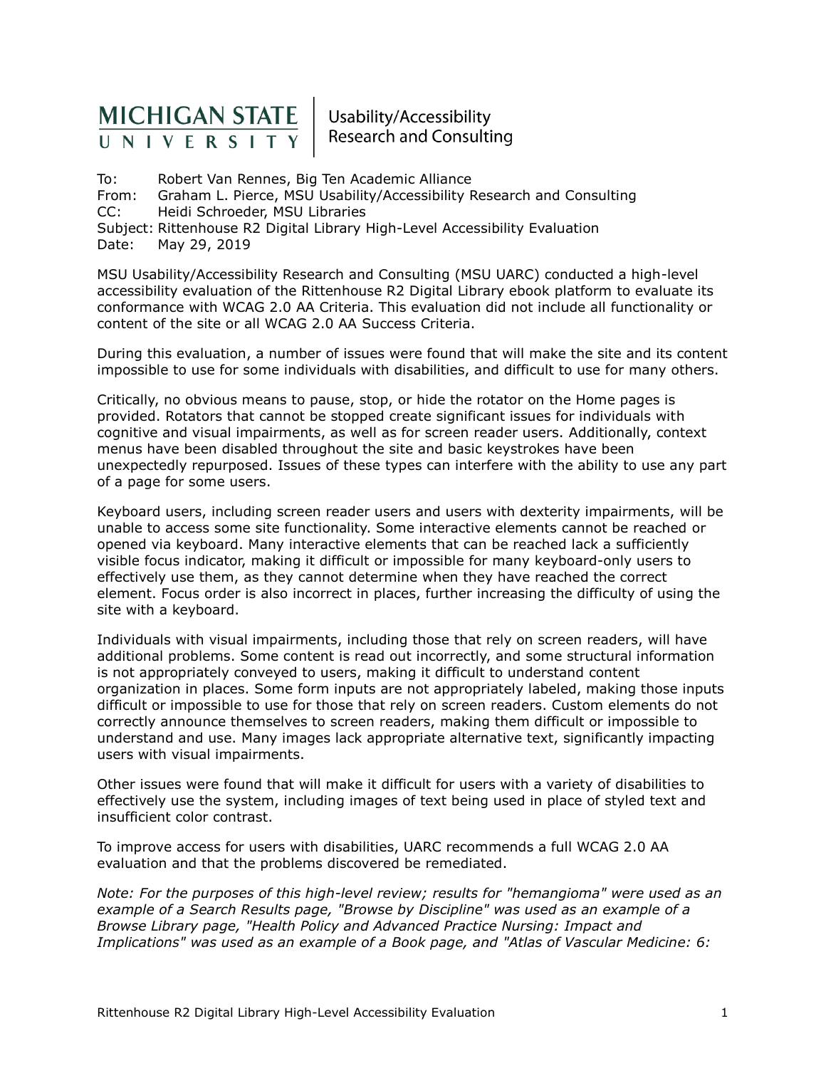MICHIGAN STATE UNIVERSITY | Usability/Accessibility Research and Consulting

To: Robert Van Rennes, Big Ten Academic Alliance
From: Graham L. Pierce, MSU Usability/Accessibility Research and Consulting
CC: Heidi Schroeder, MSU Libraries
Subject: Rittenhouse R2 Digital Library High-Level Accessibility Evaluation
Date: May 29, 2019

MSU Usability/Accessibility Research and Consulting (MSU UARC) conducted a high-level accessibility evaluation of the Rittenhouse R2 Digital Library ebook platform to evaluate its conformance with WCAG 2.0 AA Criteria. This evaluation did not include all functionality or content of the site or all WCAG 2.0 AA Success Criteria.

During this evaluation, a number of issues were found that will make the site and its content impossible to use for some individuals with disabilities, and difficult to use for many others.

Critically, no obvious means to pause, stop, or hide the rotator on the Home pages is provided. Rotators that cannot be stopped create significant issues for individuals with cognitive and visual impairments, as well as for screen reader users. Additionally, context menus have been disabled throughout the site and basic keystrokes have been unexpectedly repurposed. Issues of these types can interfere with the ability to use any part of a page for some users.

Keyboard users, including screen reader users and users with dexterity impairments, will be unable to access some site functionality. Some interactive elements cannot be reached or opened via keyboard. Many interactive elements that can be reached lack a sufficiently visible focus indicator, making it difficult or impossible for many keyboard-only users to effectively use them, as they cannot determine when they have reached the correct element. Focus order is also incorrect in places, further increasing the difficulty of using the site with a keyboard.

Individuals with visual impairments, including those that rely on screen readers, will have additional problems. Some content is read out incorrectly, and some structural information is not appropriately conveyed to users, making it difficult to understand content organization in places. Some form inputs are not appropriately labeled, making those inputs difficult or impossible to use for those that rely on screen readers. Custom elements do not correctly announce themselves to screen readers, making them difficult or impossible to understand and use. Many images lack appropriate alternative text, significantly impacting users with visual impairments.

Other issues were found that will make it difficult for users with a variety of disabilities to effectively use the system, including images of text being used in place of styled text and insufficient color contrast.

To improve access for users with disabilities, UARC recommends a full WCAG 2.0 AA evaluation and that the problems discovered be remediated.

*Note: For the purposes of this high-level review; results for "hemangioma" were used as an example of a Search Results page, "Browse by Discipline" was used as an example of a Browse Library page, "Health Policy and Advanced Practice Nursing: Impact and Implications" was used as an example of a Book page, and "Atlas of Vascular Medicine: 6:*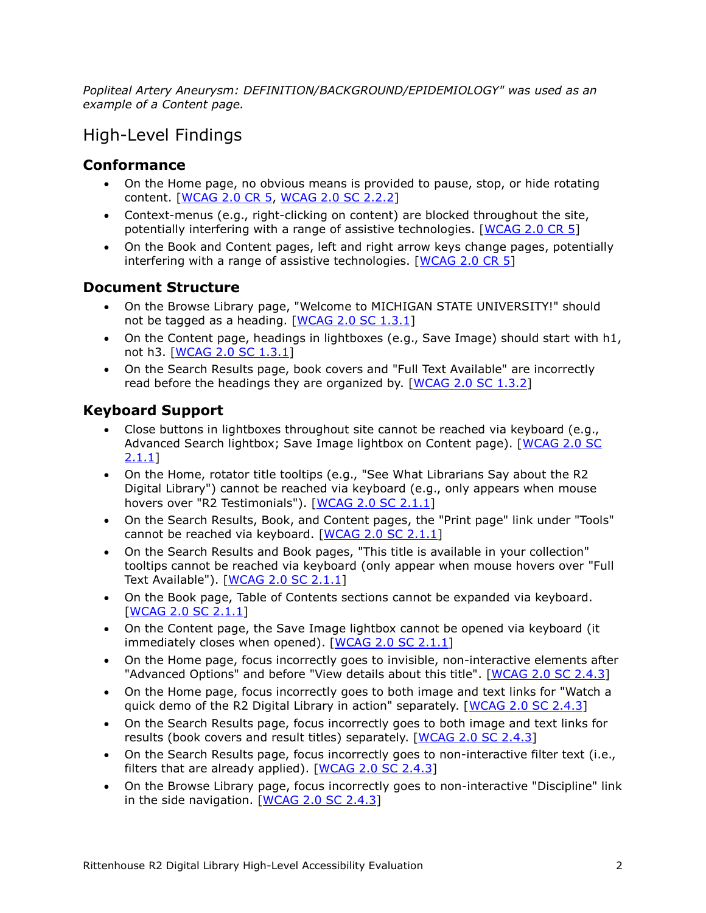*Popliteal Artery Aneurysm: DEFINITION/BACKGROUND/EPIDEMIOLOGY" was used as an example of a Content page.*

# High-Level Findings

## Conformance

- On the Home page, no obvious means is provided to pause, stop, or hide rotating content. [WCAG 2.0 CR 5, WCAG 2.0 SC 2.2.2]
- Context-menus (e.g., right-clicking on content) are blocked throughout the site, potentially interfering with a range of assistive technologies. [WCAG 2.0 CR 5]
- On the Book and Content pages, left and right arrow keys change pages, potentially interfering with a range of assistive technologies. [WCAG 2.0 CR 5]

## Document Structure

- On the Browse Library page, "Welcome to MICHIGAN STATE UNIVERSITY!" should not be tagged as a heading. [WCAG 2.0 SC 1.3.1]
- On the Content page, headings in lightboxes (e.g., Save Image) should start with h1, not h3. [WCAG 2.0 SC 1.3.1]
- On the Search Results page, book covers and "Full Text Available" are incorrectly read before the headings they are organized by. [WCAG 2.0 SC 1.3.2]

## Keyboard Support

- Close buttons in lightboxes throughout site cannot be reached via keyboard (e.g., Advanced Search lightbox; Save Image lightbox on Content page). [WCAG 2.0 SC 2.1.1]
- On the Home, rotator title tooltips (e.g., "See What Librarians Say about the R2 Digital Library") cannot be reached via keyboard (e.g., only appears when mouse hovers over "R2 Testimonials"). [WCAG 2.0 SC 2.1.1]
- On the Search Results, Book, and Content pages, the "Print page" link under "Tools" cannot be reached via keyboard. [WCAG 2.0 SC 2.1.1]
- On the Search Results and Book pages, "This title is available in your collection" tooltips cannot be reached via keyboard (only appear when mouse hovers over "Full Text Available"). [WCAG 2.0 SC 2.1.1]
- On the Book page, Table of Contents sections cannot be expanded via keyboard. [WCAG 2.0 SC 2.1.1]
- On the Content page, the Save Image lightbox cannot be opened via keyboard (it immediately closes when opened). [WCAG 2.0 SC 2.1.1]
- On the Home page, focus incorrectly goes to invisible, non-interactive elements after "Advanced Options" and before "View details about this title". [WCAG 2.0 SC 2.4.3]
- On the Home page, focus incorrectly goes to both image and text links for "Watch a quick demo of the R2 Digital Library in action" separately. [WCAG 2.0 SC 2.4.3]
- On the Search Results page, focus incorrectly goes to both image and text links for results (book covers and result titles) separately. [WCAG 2.0 SC 2.4.3]
- On the Search Results page, focus incorrectly goes to non-interactive filter text (i.e., filters that are already applied). [WCAG 2.0 SC 2.4.3]
- On the Browse Library page, focus incorrectly goes to non-interactive "Discipline" link in the side navigation. [WCAG 2.0 SC 2.4.3]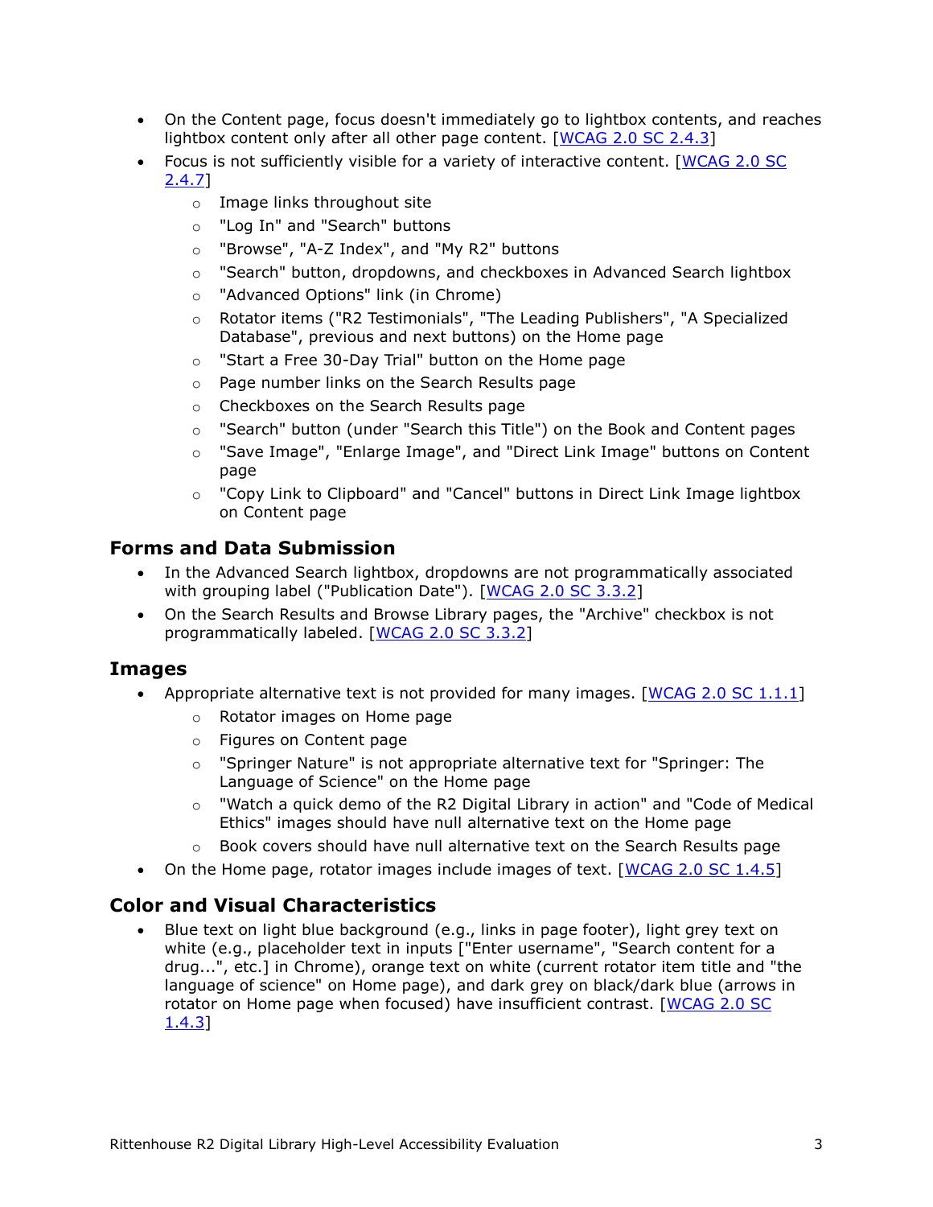- On the Content page, focus doesn't immediately go to lightbox contents, and reaches lightbox content only after all other page content. [WCAG 2.0 SC 2.4.3]
- Focus is not sufficiently visible for a variety of interactive content. [WCAG 2.0 SC 2.4.7]
  - Image links throughout site
  - "Log In" and "Search" buttons
  - "Browse", "A-Z Index", and "My R2" buttons
  - "Search" button, dropdowns, and checkboxes in Advanced Search lightbox
  - "Advanced Options" link (in Chrome)
  - Rotator items ("R2 Testimonials", "The Leading Publishers", "A Specialized Database", previous and next buttons) on the Home page
  - "Start a Free 30-Day Trial" button on the Home page
  - Page number links on the Search Results page
  - Checkboxes on the Search Results page
  - "Search" button (under "Search this Title") on the Book and Content pages
  - "Save Image", "Enlarge Image", and "Direct Link Image" buttons on Content page
  - "Copy Link to Clipboard" and "Cancel" buttons in Direct Link Image lightbox on Content page

## Forms and Data Submission

- In the Advanced Search lightbox, dropdowns are not programmatically associated with grouping label ("Publication Date"). [WCAG 2.0 SC 3.3.2]
- On the Search Results and Browse Library pages, the "Archive" checkbox is not programmatically labeled. [WCAG 2.0 SC 3.3.2]

## Images

- Appropriate alternative text is not provided for many images. [WCAG 2.0 SC 1.1.1]
  - Rotator images on Home page
  - Figures on Content page
  - "Springer Nature" is not appropriate alternative text for "Springer: The Language of Science" on the Home page
  - "Watch a quick demo of the R2 Digital Library in action" and "Code of Medical Ethics" images should have null alternative text on the Home page
  - Book covers should have null alternative text on the Search Results page
- On the Home page, rotator images include images of text. [WCAG 2.0 SC 1.4.5]

## Color and Visual Characteristics

- Blue text on light blue background (e.g., links in page footer), light grey text on white (e.g., placeholder text in inputs ["Enter username", "Search content for a drug...", etc.] in Chrome), orange text on white (current rotator item title and "the language of science" on Home page), and dark grey on black/dark blue (arrows in rotator on Home page when focused) have insufficient contrast. [WCAG 2.0 SC 1.4.3]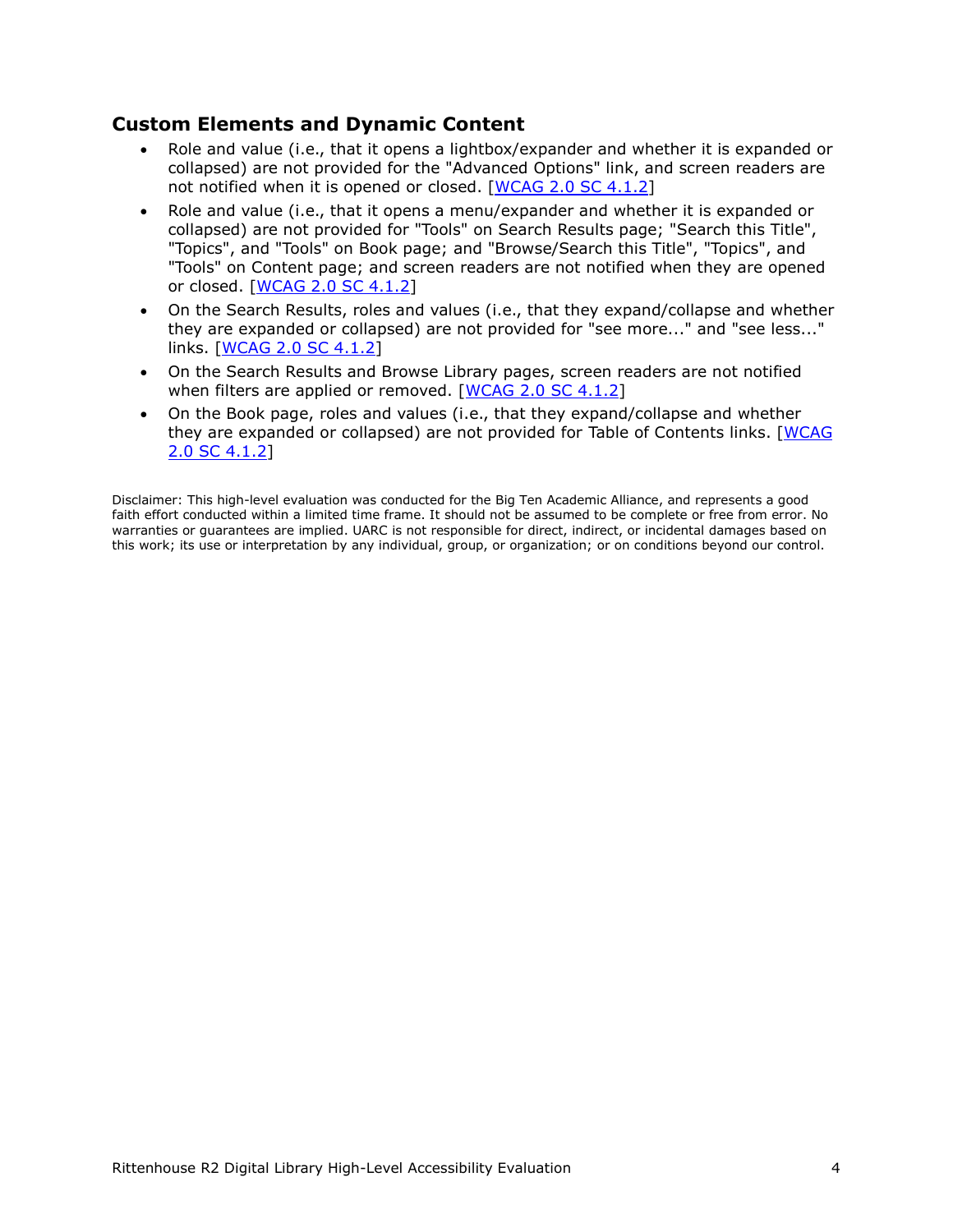## Custom Elements and Dynamic Content

- Role and value (i.e., that it opens a lightbox/expander and whether it is expanded or collapsed) are not provided for the "Advanced Options" link, and screen readers are not notified when it is opened or closed. [WCAG 2.0 SC 4.1.2]
- Role and value (i.e., that it opens a menu/expander and whether it is expanded or collapsed) are not provided for "Tools" on Search Results page; "Search this Title", "Topics", and "Tools" on Book page; and "Browse/Search this Title", "Topics", and "Tools" on Content page; and screen readers are not notified when they are opened or closed. [WCAG 2.0 SC 4.1.2]
- On the Search Results, roles and values (i.e., that they expand/collapse and whether they are expanded or collapsed) are not provided for "see more..." and "see less..." links. [WCAG 2.0 SC 4.1.2]
- On the Search Results and Browse Library pages, screen readers are not notified when filters are applied or removed. [WCAG 2.0 SC 4.1.2]
- On the Book page, roles and values (i.e., that they expand/collapse and whether they are expanded or collapsed) are not provided for Table of Contents links. [WCAG 2.0 SC 4.1.2]

Disclaimer: This high-level evaluation was conducted for the Big Ten Academic Alliance, and represents a good faith effort conducted within a limited time frame. It should not be assumed to be complete or free from error. No warranties or guarantees are implied. UARC is not responsible for direct, indirect, or incidental damages based on this work; its use or interpretation by any individual, group, or organization; or on conditions beyond our control.